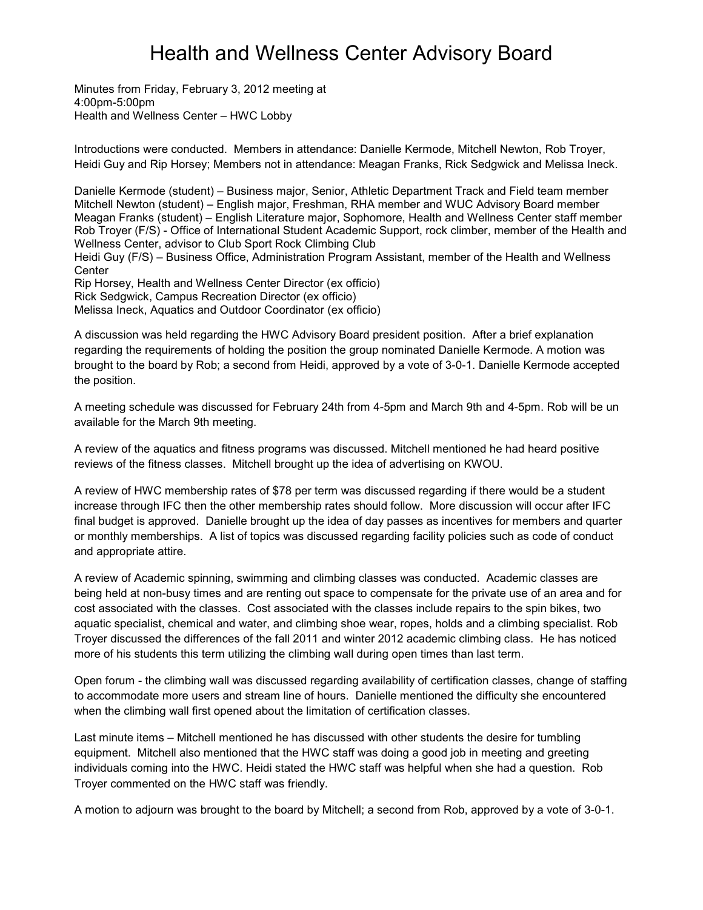# Health and Wellness Center Advisory Board

Minutes from Friday, February 3, 2012 meeting at
4:00pm-5:00pm
Health and Wellness Center – HWC Lobby

Introductions were conducted. Members in attendance: Danielle Kermode, Mitchell Newton, Rob Troyer, Heidi Guy and Rip Horsey; Members not in attendance: Meagan Franks, Rick Sedgwick and Melissa Ineck.

Danielle Kermode (student) – Business major, Senior, Athletic Department Track and Field team member
Mitchell Newton (student) – English major, Freshman, RHA member and WUC Advisory Board member
Meagan Franks (student) – English Literature major, Sophomore, Health and Wellness Center staff member
Rob Troyer (F/S) - Office of International Student Academic Support, rock climber, member of the Health and Wellness Center, advisor to Club Sport Rock Climbing Club
Heidi Guy (F/S) – Business Office, Administration Program Assistant, member of the Health and Wellness Center
Rip Horsey, Health and Wellness Center Director (ex officio)
Rick Sedgwick, Campus Recreation Director (ex officio)
Melissa Ineck, Aquatics and Outdoor Coordinator (ex officio)

A discussion was held regarding the HWC Advisory Board president position. After a brief explanation regarding the requirements of holding the position the group nominated Danielle Kermode. A motion was brought to the board by Rob; a second from Heidi, approved by a vote of 3-0-1. Danielle Kermode accepted the position.

A meeting schedule was discussed for February 24th from 4-5pm and March 9th and 4-5pm. Rob will be un available for the March 9th meeting.

A review of the aquatics and fitness programs was discussed. Mitchell mentioned he had heard positive reviews of the fitness classes. Mitchell brought up the idea of advertising on KWOU.

A review of HWC membership rates of $78 per term was discussed regarding if there would be a student increase through IFC then the other membership rates should follow. More discussion will occur after IFC final budget is approved. Danielle brought up the idea of day passes as incentives for members and quarter or monthly memberships. A list of topics was discussed regarding facility policies such as code of conduct and appropriate attire.

A review of Academic spinning, swimming and climbing classes was conducted. Academic classes are being held at non-busy times and are renting out space to compensate for the private use of an area and for cost associated with the classes. Cost associated with the classes include repairs to the spin bikes, two aquatic specialist, chemical and water, and climbing shoe wear, ropes, holds and a climbing specialist. Rob Troyer discussed the differences of the fall 2011 and winter 2012 academic climbing class. He has noticed more of his students this term utilizing the climbing wall during open times than last term.

Open forum - the climbing wall was discussed regarding availability of certification classes, change of staffing to accommodate more users and stream line of hours. Danielle mentioned the difficulty she encountered when the climbing wall first opened about the limitation of certification classes.

Last minute items – Mitchell mentioned he has discussed with other students the desire for tumbling equipment. Mitchell also mentioned that the HWC staff was doing a good job in meeting and greeting individuals coming into the HWC. Heidi stated the HWC staff was helpful when she had a question. Rob Troyer commented on the HWC staff was friendly.

A motion to adjourn was brought to the board by Mitchell; a second from Rob, approved by a vote of 3-0-1.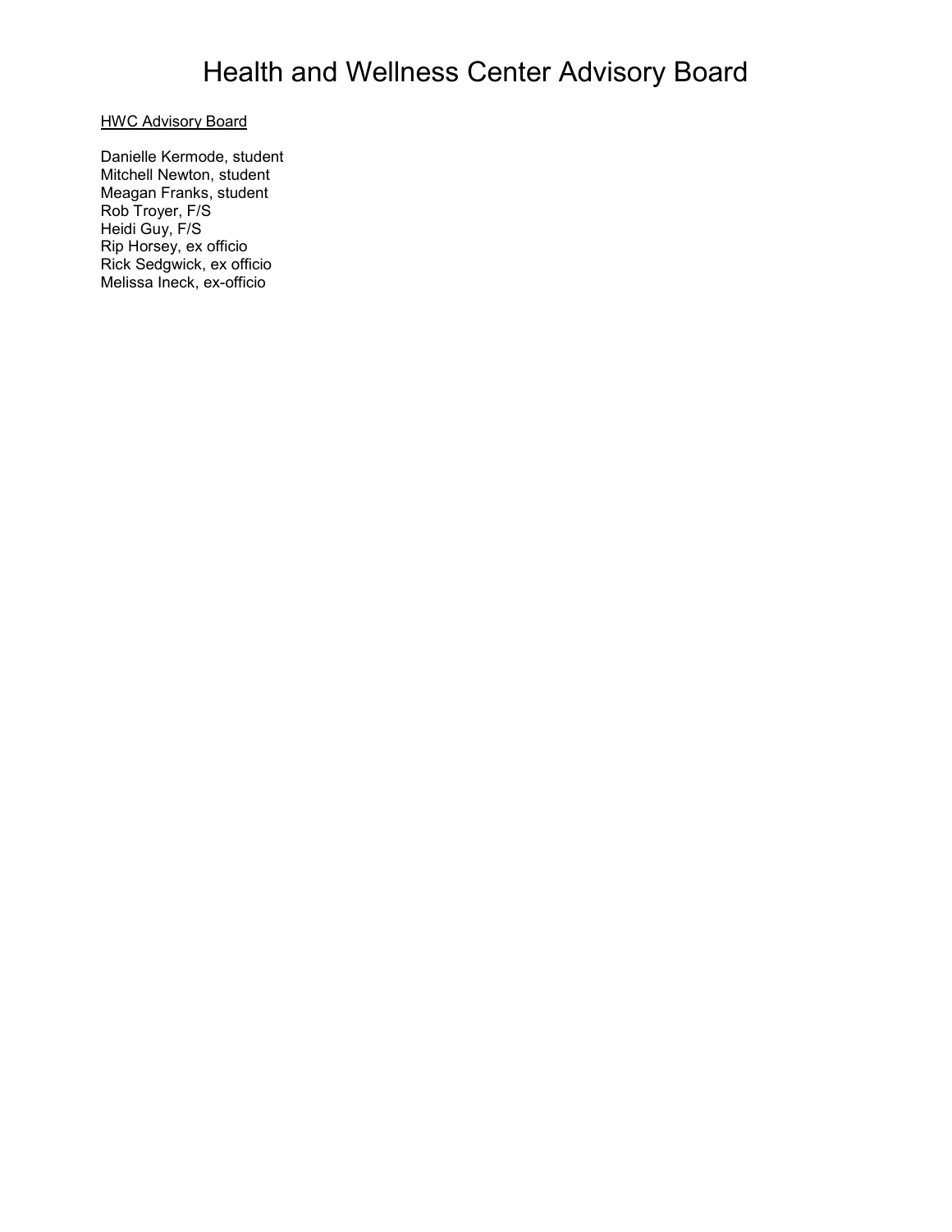# Health and Wellness Center Advisory Board

<u>HWC Advisory Board</u>

Danielle Kermode, student
Mitchell Newton, student
Meagan Franks, student
Rob Troyer, F/S
Heidi Guy, F/S
Rip Horsey, ex officio
Rick Sedgwick, ex officio
Melissa Ineck, ex-officio